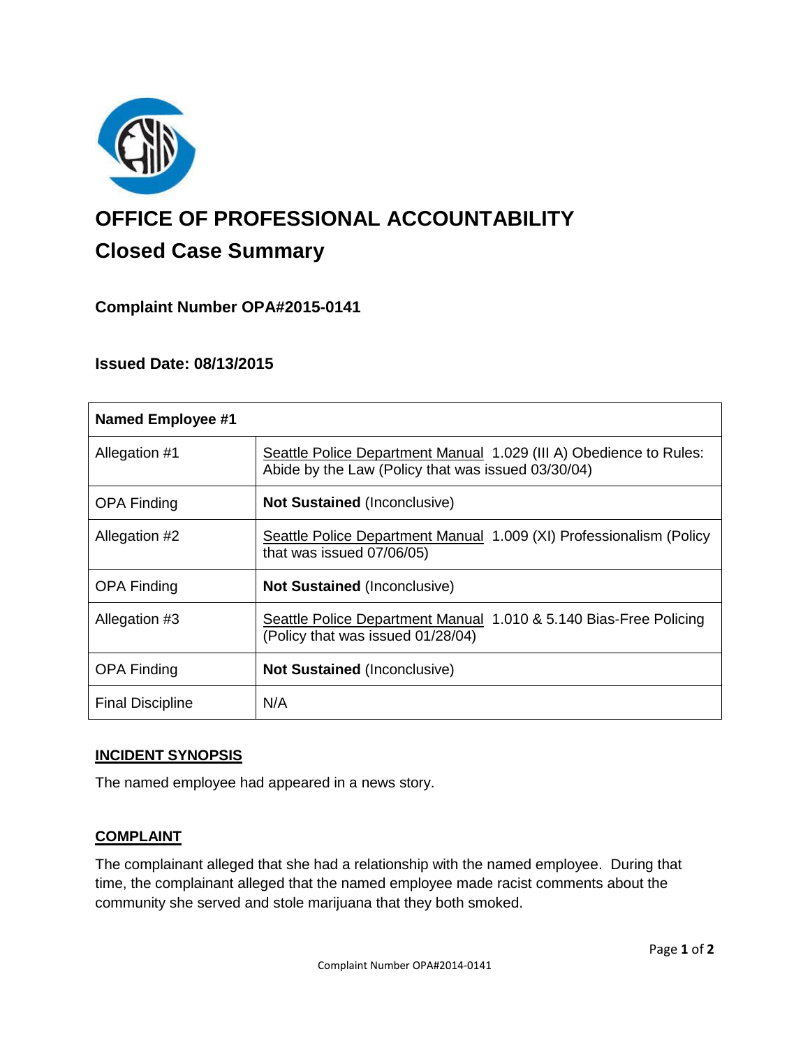# OFFICE OF PROFESSIONAL ACCOUNTABILITY

## Closed Case Summary

### Complaint Number OPA#2015-0141

### Issued Date: 08/13/2015

| Named Employee #1 | |
|---|---|
| Allegation #1 | Seattle Police Department Manual 1.029 (III A) Obedience to Rules: Abide by the Law (Policy that was issued 03/30/04) |
| OPA Finding | **Not Sustained** (Inconclusive) |
| Allegation #2 | Seattle Police Department Manual 1.009 (XI) Professionalism (Policy that was issued 07/06/05) |
| OPA Finding | **Not Sustained** (Inconclusive) |
| Allegation #3 | Seattle Police Department Manual 1.010 & 5.140 Bias-Free Policing (Policy that was issued 01/28/04) |
| OPA Finding | **Not Sustained** (Inconclusive) |
| Final Discipline | N/A |

**INCIDENT SYNOPSIS**

The named employee had appeared in a news story.

**COMPLAINT**

The complainant alleged that she had a relationship with the named employee. During that time, the complainant alleged that the named employee made racist comments about the community she served and stole marijuana that they both smoked.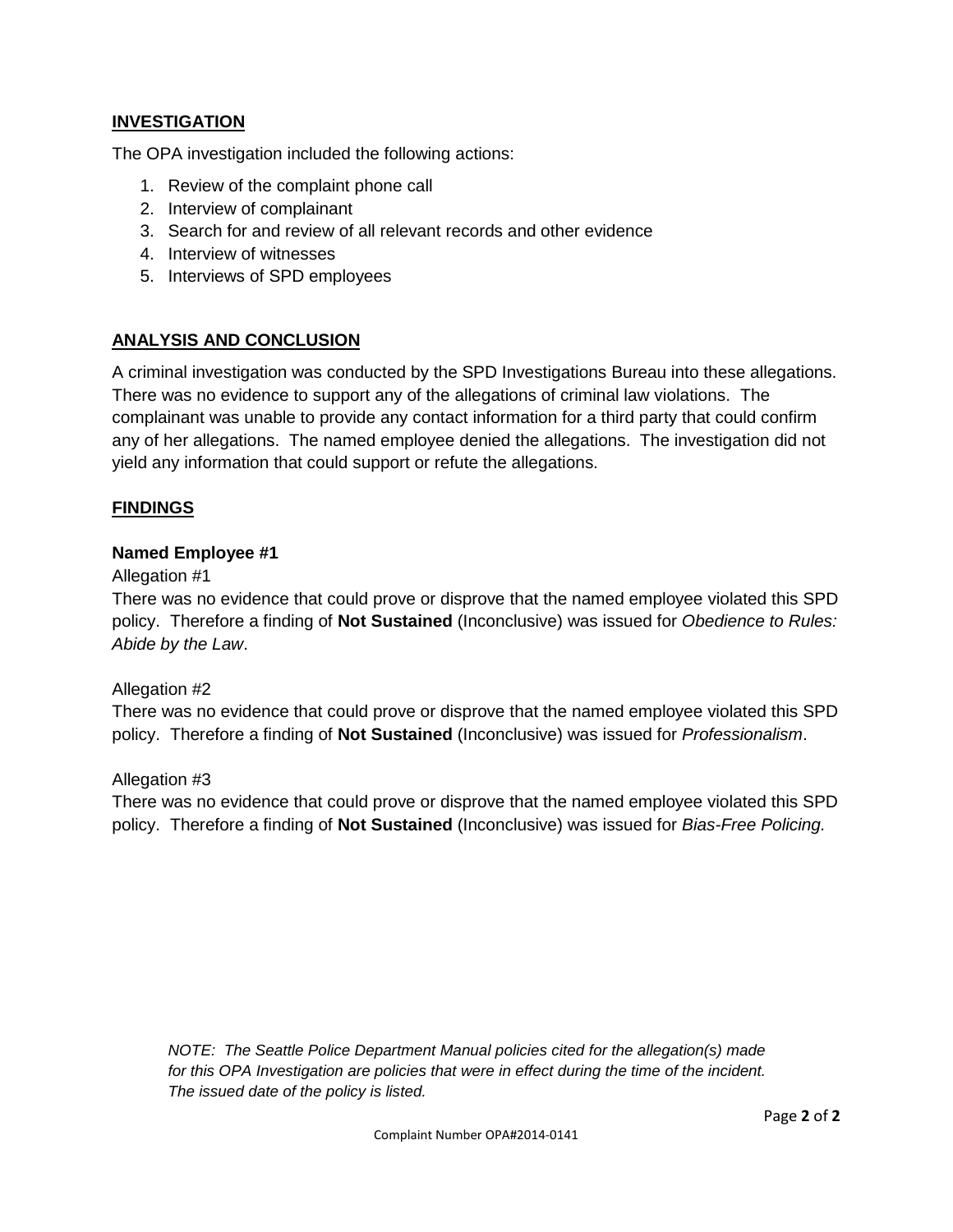## INVESTIGATION

The OPA investigation included the following actions:

1. Review of the complaint phone call
2. Interview of complainant
3. Search for and review of all relevant records and other evidence
4. Interview of witnesses
5. Interviews of SPD employees

## ANALYSIS AND CONCLUSION

A criminal investigation was conducted by the SPD Investigations Bureau into these allegations. There was no evidence to support any of the allegations of criminal law violations. The complainant was unable to provide any contact information for a third party that could confirm any of her allegations. The named employee denied the allegations. The investigation did not yield any information that could support or refute the allegations.

## FINDINGS

**Named Employee #1**

Allegation #1

There was no evidence that could prove or disprove that the named employee violated this SPD policy. Therefore a finding of **Not Sustained** (Inconclusive) was issued for *Obedience to Rules: Abide by the Law*.

Allegation #2

There was no evidence that could prove or disprove that the named employee violated this SPD policy. Therefore a finding of **Not Sustained** (Inconclusive) was issued for *Professionalism*.

Allegation #3

There was no evidence that could prove or disprove that the named employee violated this SPD policy. Therefore a finding of **Not Sustained** (Inconclusive) was issued for *Bias-Free Policing.*

*NOTE: The Seattle Police Department Manual policies cited for the allegation(s) made for this OPA Investigation are policies that were in effect during the time of the incident. The issued date of the policy is listed.*

Complaint Number OPA#2014-0141